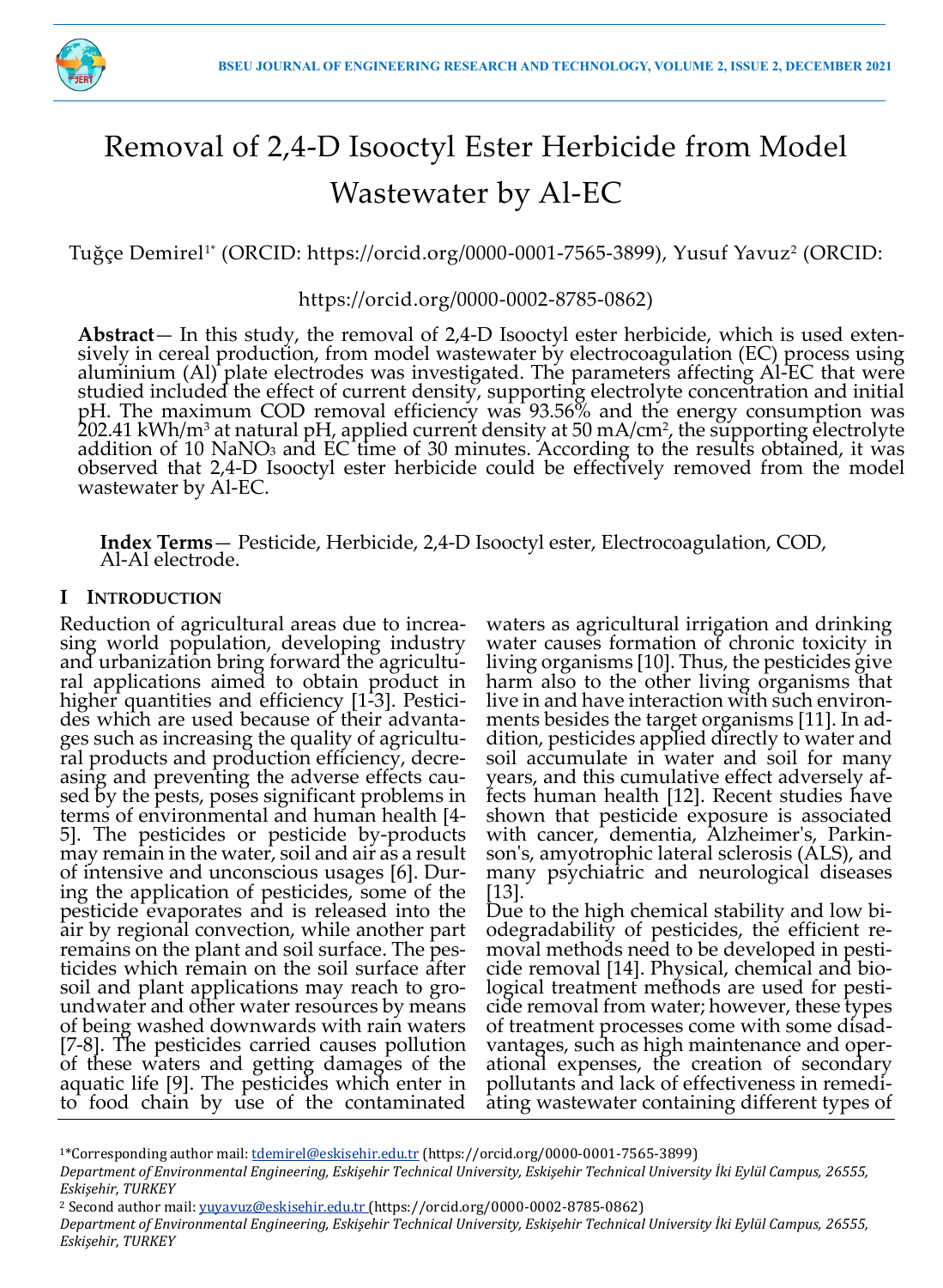# Removal of 2,4-D Isooctyl Ester Herbicide from Model Wastewater by Al-EC

Tuğçe Demirel[1*] (ORCID: https://orcid.org/0000-0001-7565-3899), Yusuf Yavuz[2] (ORCID: https://orcid.org/0000-0002-8785-0862)

**Abstract**— In this study, the removal of 2,4-D Isooctyl ester herbicide, which is used extensively in cereal production, from model wastewater by electrocoagulation (EC) process using aluminium (Al) plate electrodes was investigated. The parameters affecting Al-EC that were studied included the effect of current density, supporting electrolyte concentration and initial pH. The maximum COD removal efficiency was 93.56% and the energy consumption was 202.41 kWh/m$^3$ at natural pH, applied current density at 50 mA/cm$^2$, the supporting electrolyte addition of 10 $NaNO_3$ and EC time of 30 minutes. According to the results obtained, it was observed that 2,4-D Isooctyl ester herbicide could be effectively removed from the model wastewater by Al-EC.

**Index Terms**— Pesticide, Herbicide, 2,4-D Isooctyl ester, Electrocoagulation, COD, Al-Al electrode.

## I INTRODUCTION

Reduction of agricultural areas due to increasing world population, developing industry and urbanization bring forward the agricultural applications aimed to obtain product in higher quantities and efficiency [1-3]. Pesticides which are used because of their advantages such as increasing the quality of agricultural products and production efficiency, decreasing and preventing the adverse effects caused by the pests, poses significant problems in terms of environmental and human health [4-5]. The pesticides or pesticide by-products may remain in the water, soil and air as a result of intensive and unconscious usages [6]. During the application of pesticides, some of the pesticide evaporates and is released into the air by regional convection, while another part remains on the plant and soil surface. The pesticides which remain on the soil surface after soil and plant applications may reach to groundwater and other water resources by means of being washed downwards with rain waters [7-8]. The pesticides carried causes pollution of these waters and getting damages of the aquatic life [9]. The pesticides which enter in to food chain by use of the contaminated waters as agricultural irrigation and drinking water causes formation of chronic toxicity in living organisms [10]. Thus, the pesticides give harm also to the other living organisms that live in and have interaction with such environments besides the target organisms [11]. In addition, pesticides applied directly to water and soil accumulate in water and soil for many years, and this cumulative effect adversely affects human health [12]. Recent studies have shown that pesticide exposure is associated with cancer, dementia, Alzheimer's, Parkinson's, amyotrophic lateral sclerosis (ALS), and many psychiatric and neurological diseases [13].

Due to the high chemical stability and low biodegradability of pesticides, the efficient removal methods need to be developed in pesticide removal [14]. Physical, chemical and biological treatment methods are used for pesticide removal from water; however, these types of treatment processes come with some disadvantages, such as high maintenance and operational expenses, the creation of secondary pollutants and lack of effectiveness in remediating wastewater containing different types of

---

[1]*Corresponding author mail: tdemirel@eskisehir.edu.tr (https://orcid.org/0000-0001-7565-3899)
*Department of Environmental Engineering, Eskişehir Technical University, Eskişehir Technical University İki Eylül Campus, 26555, Eskişehir, TURKEY*

[2] Second author mail: yuyavuz@eskisehir.edu.tr (https://orcid.org/0000-0002-8785-0862)
*Department of Environmental Engineering, Eskişehir Technical University, Eskişehir Technical University İki Eylül Campus, 26555, Eskişehir, TURKEY*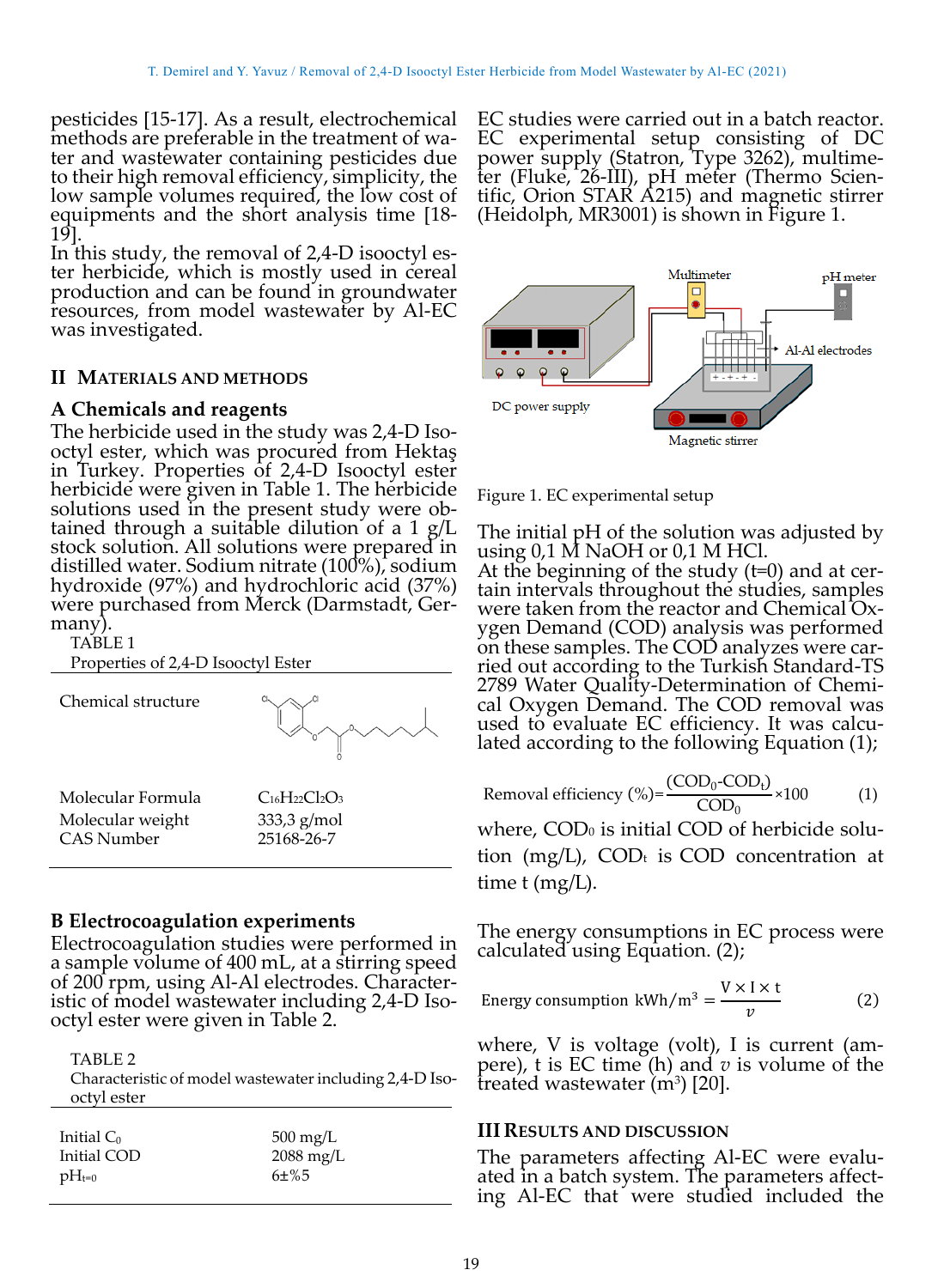pesticides [15-17]. As a result, electrochemical methods are preferable in the treatment of water and wastewater containing pesticides due to their high removal efficiency, simplicity, the low sample volumes required, the low cost of equipments and the short analysis time [18-19].

In this study, the removal of 2,4-D isooctyl ester herbicide, which is mostly used in cereal production and can be found in groundwater resources, from model wastewater by Al-EC was investigated.

## II MATERIALS AND METHODS

### A Chemicals and reagents

The herbicide used in the study was 2,4-D Isooctyl ester, which was procured from Hektaş in Turkey. Properties of 2,4-D Isooctyl ester herbicide were given in Table 1. The herbicide solutions used in the present study were obtained through a suitable dilution of a 1 g/L stock solution. All solutions were prepared in distilled water. Sodium nitrate (100%), sodium hydroxide (97%) and hydrochloric acid (37%) were purchased from Merck (Darmstadt, Germany).

TABLE 1
Properties of 2,4-D Isooctyl Ester

| | |
|---|---|
| Chemical structure | |
| Molecular Formula | $C_{16}H_{22}Cl_2O_3$ |
| Molecular weight | 333,3 g/mol |
| CAS Number | 25168-26-7 |

### B Electrocoagulation experiments

Electrocoagulation studies were performed in a sample volume of 400 mL, at a stirring speed of 200 rpm, using Al-Al electrodes. Characteristic of model wastewater including 2,4-D Isooctyl ester were given in Table 2.

TABLE 2
Characteristic of model wastewater including 2,4-D Isooctyl ester

| | |
|---|---|
| Initial $C_0$ | 500 mg/L |
| Initial COD | 2088 mg/L |
| $pH_{t=0}$ | 6±%5 |

EC studies were carried out in a batch reactor. EC experimental setup consisting of DC power supply (Statron, Type 3262), multimeter (Fluke, 26-III), pH meter (Thermo Scientific, Orion STAR A215) and magnetic stirrer (Heidolph, MR3001) is shown in Figure 1.

Figure 1. EC experimental setup

The initial pH of the solution was adjusted by using 0,1 M NaOH or 0,1 M HCl.

At the beginning of the study (t=0) and at certain intervals throughout the studies, samples were taken from the reactor and Chemical Oxygen Demand (COD) analysis was performed on these samples. The COD analyzes were carried out according to the Turkish Standard-TS 2789 Water Quality-Determination of Chemical Oxygen Demand. The COD removal was used to evaluate EC efficiency. It was calculated according to the following Equation (1);

$$\text{Removal efficiency (\%)} = \frac{(COD_0 - COD_t)}{COD_0} \times 100 \quad (1)$$

where, $COD_0$ is initial COD of herbicide solution (mg/L), $COD_t$ is COD concentration at time t (mg/L).

The energy consumptions in EC process were calculated using Equation. (2);

$$\text{Energy consumption kWh/m}^3 = \frac{V \times I \times t}{v} \quad (2)$$

where, V is voltage (volt), I is current (ampere), t is EC time (h) and $v$ is volume of the treated wastewater ($m^3$) [20].

## III RESULTS AND DISCUSSION

The parameters affecting Al-EC were evaluated in a batch system. The parameters affecting Al-EC that were studied included the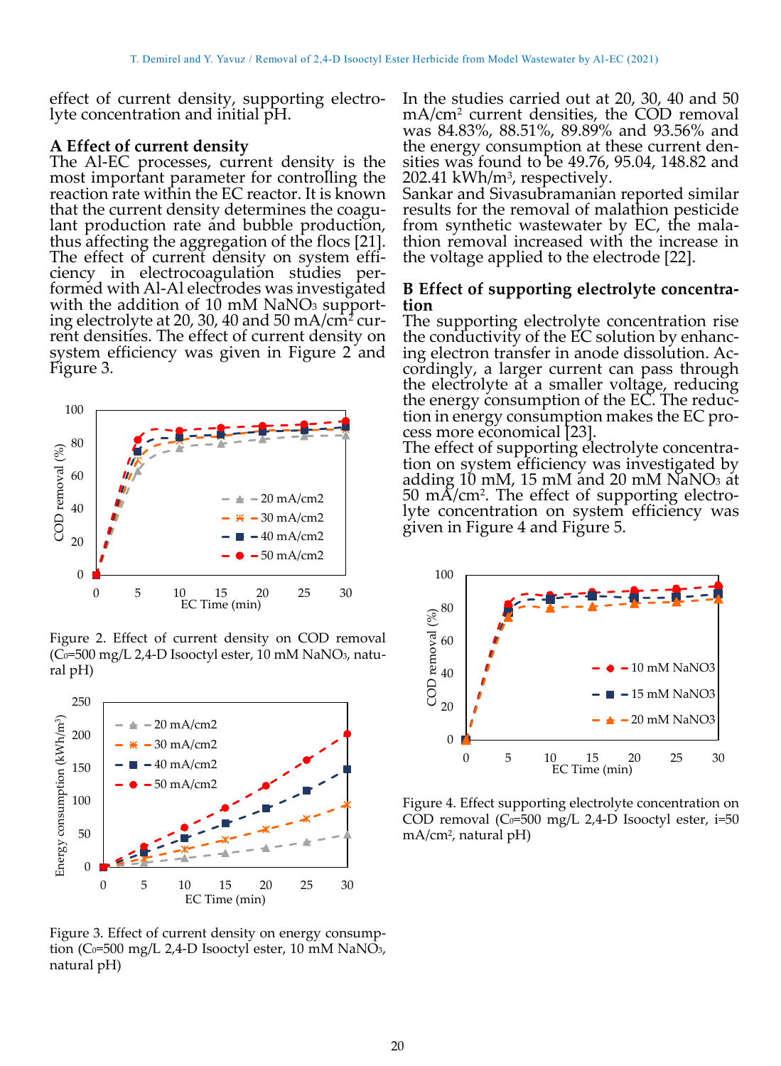effect of current density, supporting electrolyte concentration and initial pH.

### A Effect of current density

The Al-EC processes, current density is the most important parameter for controlling the reaction rate within the EC reactor. It is known that the current density determines the coagulant production rate and bubble production, thus affecting the aggregation of the flocs [21]. The effect of current density on system efficiency in electrocoagulation studies performed with Al-Al electrodes was investigated with the addition of 10 mM $NaNO_3$ supporting electrolyte at 20, 30, 40 and 50 mA/cm$^2$ current densities. The effect of current density on system efficiency was given in Figure 2 and Figure 3.

Figure 2. Effect of current density on COD removal ($C_0$=500 mg/L 2,4-D Isooctyl ester, 10 mM $NaNO_3$, natural pH)

Figure 3. Effect of current density on energy consumption ($C_0$=500 mg/L 2,4-D Isooctyl ester, 10 mM $NaNO_3$, natural pH)

In the studies carried out at 20, 30, 40 and 50 mA/cm$^2$ current densities, the COD removal was 84.83%, 88.51%, 89.89% and 93.56% and the energy consumption at these current densities was found to be 49.76, 95.04, 148.82 and 202.41 kWh/m$^3$, respectively.

Sankar and Sivasubramanian reported similar results for the removal of malathion pesticide from synthetic wastewater by EC, the malathion removal increased with the increase in the voltage applied to the electrode [22].

### B Effect of supporting electrolyte concentration

The supporting electrolyte concentration rise the conductivity of the EC solution by enhancing electron transfer in anode dissolution. Accordingly, a larger current can pass through the electrolyte at a smaller voltage, reducing the energy consumption of the EC. The reduction in energy consumption makes the EC process more economical [23].

The effect of supporting electrolyte concentration on system efficiency was investigated by adding 10 mM, 15 mM and 20 mM $NaNO_3$ at 50 mA/cm$^2$. The effect of supporting electrolyte concentration on system efficiency was given in Figure 4 and Figure 5.

Figure 4. Effect supporting electrolyte concentration on COD removal ($C_0$=500 mg/L 2,4-D Isooctyl ester, i=50 mA/cm$^2$, natural pH)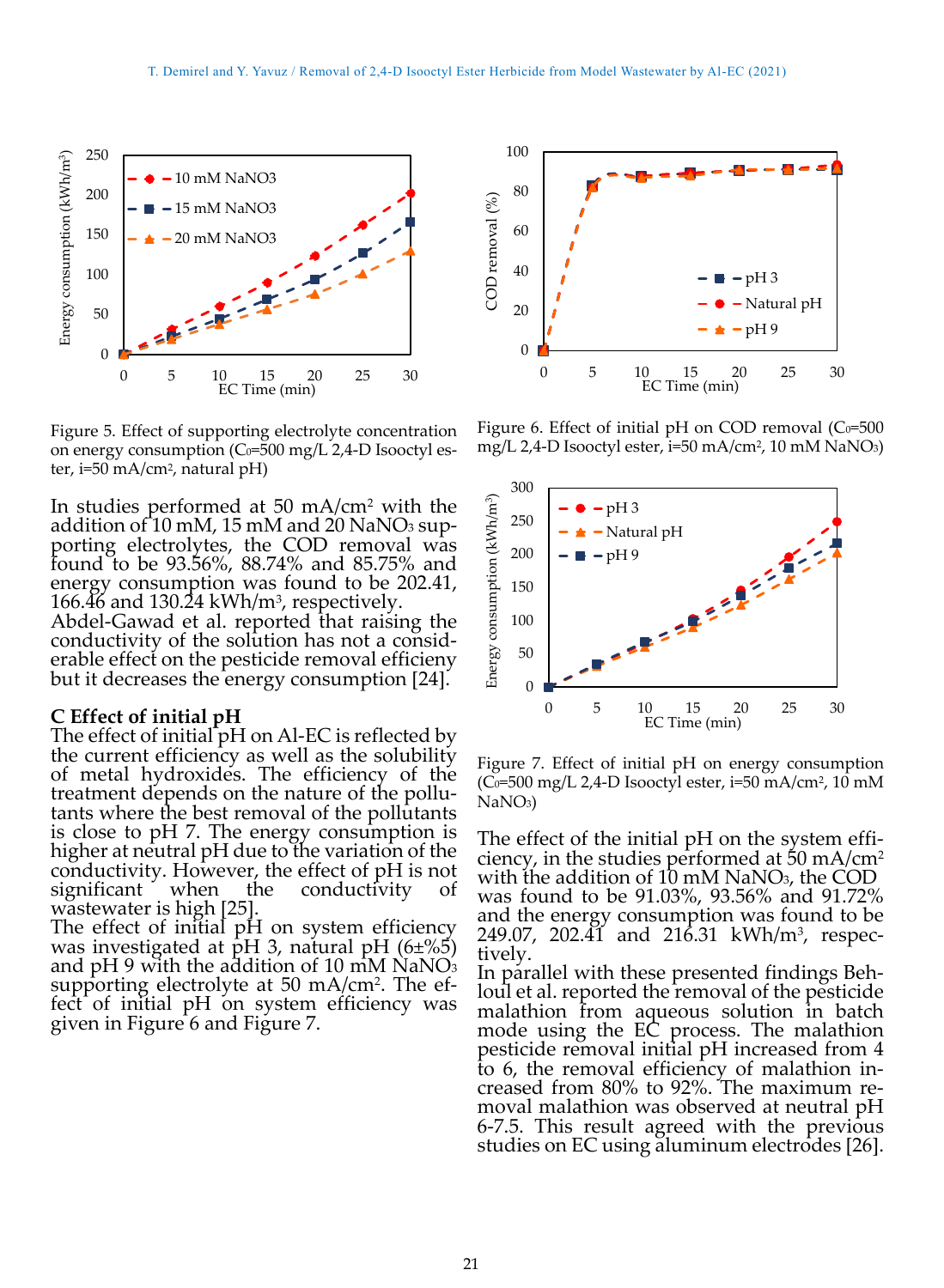Figure 5. Effect of supporting electrolyte concentration on energy consumption ($C_0$=500 mg/L 2,4-D Isooctyl ester, i=50 mA/cm$^2$, natural pH)

In studies performed at 50 mA/cm$^2$ with the addition of 10 mM, 15 mM and 20 $NaNO_3$ supporting electrolytes, the COD removal was found to be 93.56%, 88.74% and 85.75% and energy consumption was found to be 202.41, 166.46 and 130.24 kWh/m$^3$, respectively.
Abdel-Gawad et al. reported that raising the conductivity of the solution has not a considerable effect on the pesticide removal efficieny but it decreases the energy consumption [24].

### C Effect of initial pH

The effect of initial pH on Al-EC is reflected by the current efficiency as well as the solubility of metal hydroxides. The efficiency of the treatment depends on the nature of the pollutants where the best removal of the pollutants is close to pH 7. The energy consumption is higher at neutral pH due to the variation of the conductivity. However, the effect of pH is not significant when the conductivity of wastewater is high [25].
The effect of initial pH on system efficiency was investigated at pH 3, natural pH (6±%5) and pH 9 with the addition of 10 mM $NaNO_3$ supporting electrolyte at 50 mA/cm$^2$. The effect of initial pH on system efficiency was given in Figure 6 and Figure 7.

Figure 6. Effect of initial pH on COD removal ($C_0$=500 mg/L 2,4-D Isooctyl ester, i=50 mA/cm$^2$, 10 mM $NaNO_3$)

Figure 7. Effect of initial pH on energy consumption ($C_0$=500 mg/L 2,4-D Isooctyl ester, i=50 mA/cm$^2$, 10 mM $NaNO_3$)

The effect of the initial pH on the system efficiency, in the studies performed at 50 mA/cm$^2$ with the addition of 10 mM $NaNO_3$, the COD was found to be 91.03%, 93.56% and 91.72% and the energy consumption was found to be 249.07, 202.41 and 216.31 kWh/m$^3$, respectively.
In parallel with these presented findings Behloul et al. reported the removal of the pesticide malathion from aqueous solution in batch mode using the EC process. The malathion pesticide removal initial pH increased from 4 to 6, the removal efficiency of malathion increased from 80% to 92%. The maximum removal malathion was observed at neutral pH 6-7.5. This result agreed with the previous studies on EC using aluminum electrodes [26].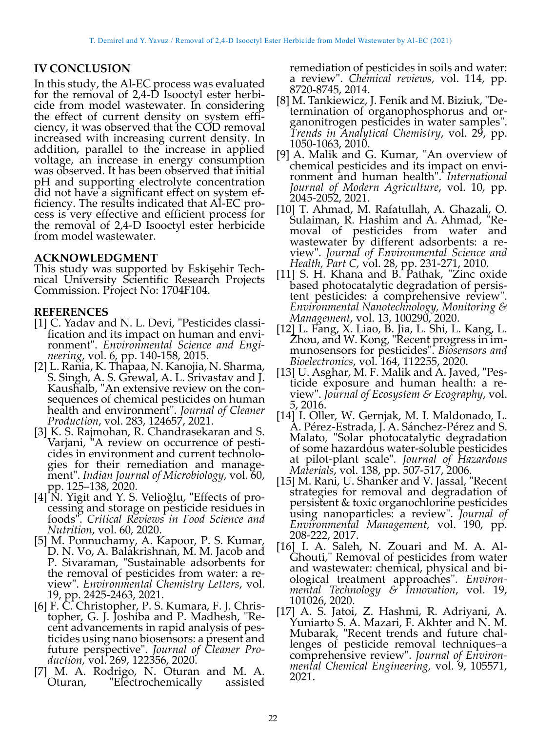## IV CONCLUSION

In this study, the Al-EC process was evaluated for the removal of 2,4-D Isooctyl ester herbicide from model wastewater. In considering the effect of current density on system efficiency, it was observed that the COD removal increased with increasing current density. In addition, parallel to the increase in applied voltage, an increase in energy consumption was observed. It has been observed that initial pH and supporting electrolyte concentration did not have a significant effect on system efficiency. The results indicated that Al-EC process is very effective and efficient process for the removal of 2,4-D Isooctyl ester herbicide from model wastewater.

## ACKNOWLEDGMENT

This study was supported by Eskişehir Technical University Scientific Research Projects Commission. Project No: 1704F104.

## REFERENCES

[1] C. Yadav and N. L. Devi, "Pesticides classification and its impact on human and environment". *Environmental Science and Engineering*, vol. 6, pp. 140-158, 2015.

[2] L. Rania, K. Thapaa, N. Kanojia, N. Sharma, S. Singh, A. S. Grewal, A. L. Srivastav and J. Kaushalb, "An extensive review on the consequences of chemical pesticides on human health and environment". *Journal of Cleaner Production*, vol. 283, 124657, 2021.

[3] K. S. Rajmohan, R. Chandrasekaran and S. Varjani, "A review on occurrence of pesticides in environment and current technologies for their remediation and management". *Indian Journal of Microbiology*, vol. 60, pp. 125–138, 2020.

[4] N. Yigit and Y. S. Velioğlu, "Effects of processing and storage on pesticide residues in foods". *Critical Reviews in Food Science and Nutrition*, vol. 60, 2020.

[5] M. Ponnuchamy, A. Kapoor, P. S. Kumar, D. N. Vo, A. Balakrishnan, M. M. Jacob and P. Sivaraman, "Sustainable adsorbents for the removal of pesticides from water: a review". *Environmental Chemistry Letters*, vol. 19, pp. 2425-2463, 2021.

[6] F. C. Christopher, P. S. Kumara, F. J. Christopher, G. J. Joshiba and P. Madhesh, "Recent advancements in rapid analysis of pesticides using nano biosensors: a present and future perspective". *Journal of Cleaner Production,* vol. 269, 122356, 2020.

[7] M. A. Rodrigo, N. Oturan and M. A. Oturan, "Electrochemically assisted remediation of pesticides in soils and water: a review". *Chemical reviews*, vol. 114, pp. 8720-8745, 2014.

[8] M. Tankiewicz, J. Fenik and M. Biziuk, "Determination of organophosphorus and organonitrogen pesticides in water samples". *Trends in Analytical Chemistry*, vol. 29, pp. 1050-1063, 2010.

[9] A. Malik and G. Kumar, "An overview of chemical pesticides and its impact on environment and human health". *International Journal of Modern Agriculture*, vol. 10, pp. 2045-2052, 2021.

[10] T. Ahmad, M. Rafatullah, A. Ghazali, O. Sulaiman, R. Hashim and A. Ahmad, "Removal of pesticides from water and wastewater by different adsorbents: a review". *Journal of Environmental Science and Health, Part C*, vol. 28, pp. 231-271, 2010.

[11] S. H. Khana and B. Pathak, "Zinc oxide based photocatalytic degradation of persistent pesticides: a comprehensive review". *Environmental Nanotechnology, Monitoring & Management*, vol. 13, 100290, 2020.

[12] L. Fang, X. Liao, B. Jia, L. Shi, L. Kang, L. Zhou, and W. Kong, "Recent progress in immunosensors for pesticides". *Biosensors and Bioelectronics*, vol. 164, 112255, 2020.

[13] U. Asghar, M. F. Malik and A. Javed, "Pesticide exposure and human health: a review". *Journal of Ecosystem & Ecography*, vol. 5, 2016.

[14] I. Oller, W. Gernjak, M. I. Maldonado, L. A. Pérez-Estrada, J. A. Sánchez-Pérez and S. Malato, "Solar photocatalytic degradation of some hazardous water-soluble pesticides at pilot-plant scale". *Journal of Hazardous Materials*, vol. 138, pp. 507-517, 2006.

[15] M. Rani, U. Shanker and V. Jassal, "Recent strategies for removal and degradation of persistent & toxic organochlorine pesticides using nanoparticles: a review". *Journal of Environmental Management,* vol. 190, pp. 208-222, 2017.

[16] I. A. Saleh, N. Zouari and M. A. Al-Ghouti," Removal of pesticides from water and wastewater: chemical, physical and biological treatment approaches". *Environmental Technology & Innovation*, vol. 19, 101026, 2020.

[17] A. S. Jatoi, Z. Hashmi, R. Adriyani, A. Yuniarto S. A. Mazari, F. Akhter and N. M. Mubarak, "Recent trends and future challenges of pesticide removal techniques–a comprehensive review". *Journal of Environmental Chemical Engineering,* vol. 9, 105571, 2021.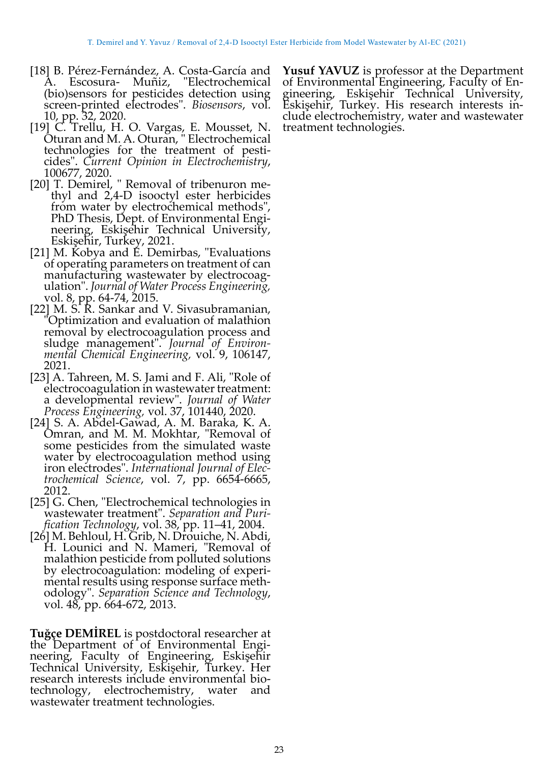[18] B. Pérez-Fernández, A. Costa-García and A. Escosura- Muñiz, "Electrochemical (bio)sensors for pesticides detection using screen-printed electrodes". *Biosensors*, vol. 10, pp. 32, 2020.

[19] C. Trellu, H. O. Vargas, E. Mousset, N. Oturan and M. A. Oturan, " Electrochemical technologies for the treatment of pesticides". *Current Opinion in Electrochemistry*, 100677, 2020.

[20] T. Demirel, " Removal of tribenuron methyl and 2,4-D isooctyl ester herbicides from water by electrochemical methods", PhD Thesis, Dept. of Environmental Engineering, Eskişehir Technical University, Eskişehir, Turkey, 2021.

[21] M. Kobya and E. Demirbas, "Evaluations of operating parameters on treatment of can manufacturing wastewater by electrocoagulation". *Journal of Water Process Engineering,* vol. 8, pp. 64-74, 2015.

[22] M. S. R. Sankar and V. Sivasubramanian, "Optimization and evaluation of malathion removal by electrocoagulation process and sludge management". *Journal of Environmental Chemical Engineering,* vol. 9, 106147, 2021.

[23] A. Tahreen, M. S. Jami and F. Ali, "Role of electrocoagulation in wastewater treatment: a developmental review". *Journal of Water Process Engineering,* vol. 37, 101440, 2020.

[24] S. A. Abdel-Gawad, A. M. Baraka, K. A. Omran, and M. M. Mokhtar, "Removal of some pesticides from the simulated waste water by electrocoagulation method using iron electrodes". *International Journal of Electrochemical Science*, vol. 7, pp. 6654-6665, 2012.

[25] G. Chen, "Electrochemical technologies in wastewater treatment". *Separation and Purification Technology*, vol. 38, pp. 11–41, 2004.

[26] M. Behloul, H. Grib, N. Drouiche, N. Abdi, H. Lounici and N. Mameri, "Removal of malathion pesticide from polluted solutions by electrocoagulation: modeling of experimental results using response surface methodology". *Separation Science and Technology*, vol. 48, pp. 664-672, 2013.

**Tuğçe DEMİREL** is postdoctoral researcher at the Department of of Environmental Engineering, Faculty of Engineering, Eskişehir Technical University, Eskişehir, Turkey. Her research interests include environmental biotechnology, electrochemistry, water and wastewater treatment technologies.

**Yusuf YAVUZ** is professor at the Department of Environmental Engineering, Faculty of Engineering, Eskişehir Technical University, Eskişehir, Turkey. His research interests include electrochemistry, water and wastewater treatment technologies.